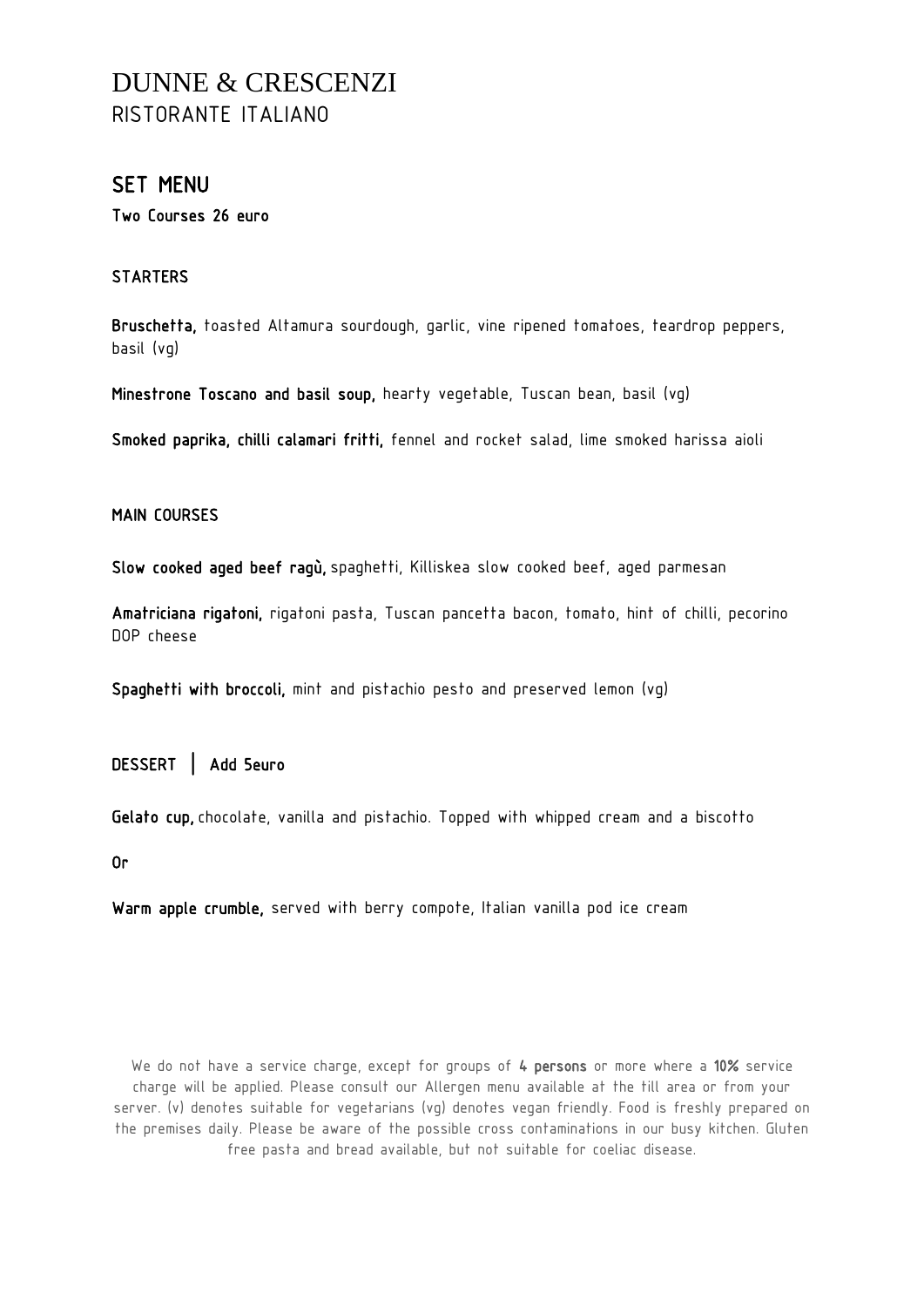# DUNNE & CRESCENZI
RISTORANTE ITALIANO

## SET MENU

**Two Courses 26 euro**

### STARTERS

**Bruschetta,** toasted Altamura sourdough, garlic, vine ripened tomatoes, teardrop peppers, basil (vg)

**Minestrone Toscano and basil soup,** hearty vegetable, Tuscan bean, basil (vg)

**Smoked paprika, chilli calamari fritti,** fennel and rocket salad, lime smoked harissa aioli

### MAIN COURSES

**Slow cooked aged beef ragù,** spaghetti, Killiskea slow cooked beef, aged parmesan

**Amatriciana rigatoni,** rigatoni pasta, Tuscan pancetta bacon, tomato, hint of chilli, pecorino DOP cheese

**Spaghetti with broccoli,** mint and pistachio pesto and preserved lemon (vg)

### DESSERT | Add 5euro

**Gelato cup,** chocolate, vanilla and pistachio. Topped with whipped cream and a biscotto

**Or**

**Warm apple crumble,** served with berry compote, Italian vanilla pod ice cream

We do not have a service charge, except for groups of **4 persons** or more where a **10%** service charge will be applied. Please consult our Allergen menu available at the till area or from your server. (v) denotes suitable for vegetarians (vg) denotes vegan friendly. Food is freshly prepared on the premises daily. Please be aware of the possible cross contaminations in our busy kitchen. Gluten free pasta and bread available, but not suitable for coeliac disease.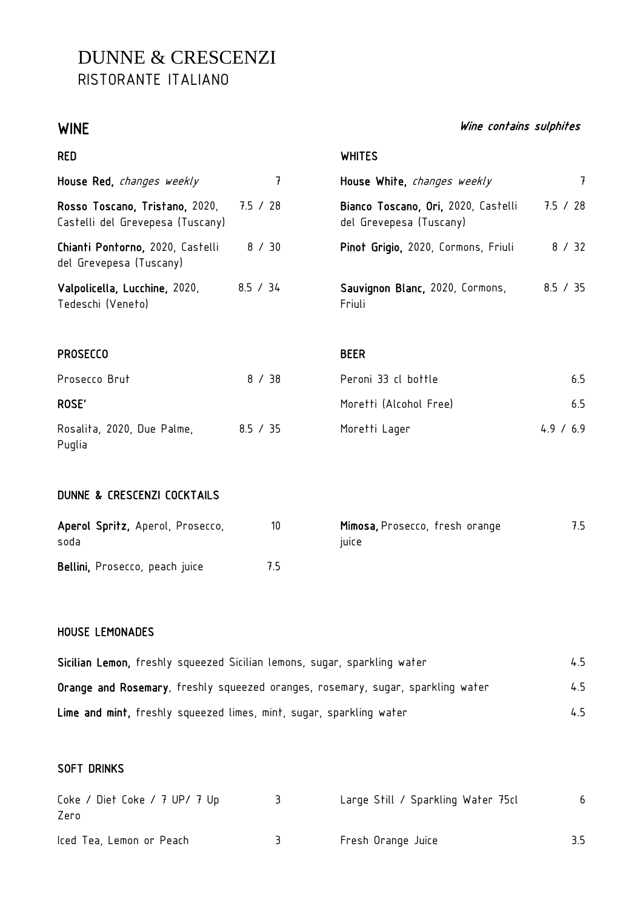# DUNNE & CRESCENZI
RISTORANTE ITALIANO

## WINE

*Wine contains sulphites*

### RED

| | |
|---|---|
| **House Red,** *changes weekly* | 7 |
| **Rosso Toscano, Tristano,** 2020, Castelli del Grevepesa (Tuscany) | 7.5 / 28 |
| **Chianti Pontorno,** 2020, Castelli del Grevepesa (Tuscany) | 8 / 30 |
| **Valpolicella, Lucchine,** 2020, Tedeschi (Veneto) | 8.5 / 34 |

### WHITES

| | |
|---|---|
| **House White,** *changes weekly* | 7 |
| **Bianco Toscano, Ori,** 2020, Castelli del Grevepesa (Tuscany) | 7.5 / 28 |
| **Pinot Grigio,** 2020, Cormons, Friuli | 8 / 32 |
| **Sauvignon Blanc,** 2020, Cormons, Friuli | 8.5 / 35 |

### PROSECCO

| | |
|---|---|
| Prosecco Brut | 8 / 38 |

### ROSE'

| | |
|---|---|
| Rosalita, 2020, Due Palme, Puglia | 8.5 / 35 |

### BEER

| | |
|---|---|
| Peroni 33 cl bottle | 6.5 |
| Moretti (Alcohol Free) | 6.5 |
| Moretti Lager | 4.9 / 6.9 |

### DUNNE & CRESCENZI COCKTAILS

| | |
|---|---|
| **Aperol Spritz,** Aperol, Prosecco, soda | 10 |
| **Bellini,** Prosecco, peach juice | 7.5 |
| **Mimosa,** Prosecco, fresh orange juice | 7.5 |

### HOUSE LEMONADES

| | |
|---|---|
| **Sicilian Lemon,** freshly squeezed Sicilian lemons, sugar, sparkling water | 4.5 |
| **Orange and Rosemary**, freshly squeezed oranges, rosemary, sugar, sparkling water | 4.5 |
| **Lime and mint,** freshly squeezed limes, mint, sugar, sparkling water | 4.5 |

### SOFT DRINKS

| | |
|---|---|
| Coke / Diet Coke / 7 UP/ 7 Up Zero | 3 |
| Iced Tea, Lemon or Peach | 3 |
| Large Still / Sparkling Water 75cl | 6 |
| Fresh Orange Juice | 3.5 |